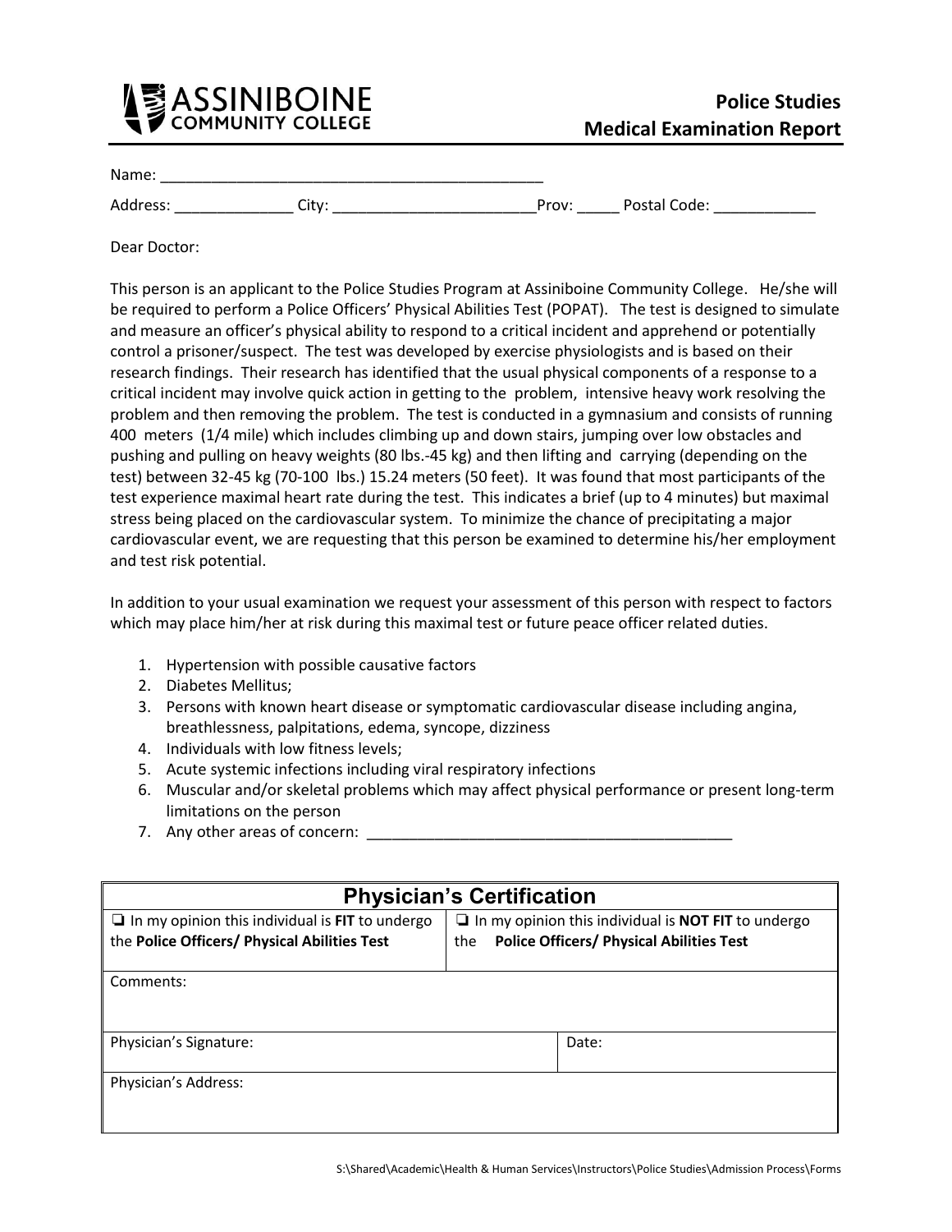ASSINIBOINE COMMUNITY COLLEGE

# Police Studies Medical Examination Report

Name: _______________________________________________

Address: ______________ City: ________________________Prov: _____ Postal Code: ____________

Dear Doctor:

This person is an applicant to the Police Studies Program at Assiniboine Community College. He/she will be required to perform a Police Officers' Physical Abilities Test (POPAT). The test is designed to simulate and measure an officer's physical ability to respond to a critical incident and apprehend or potentially control a prisoner/suspect. The test was developed by exercise physiologists and is based on their research findings. Their research has identified that the usual physical components of a response to a critical incident may involve quick action in getting to the problem, intensive heavy work resolving the problem and then removing the problem. The test is conducted in a gymnasium and consists of running 400 meters (1/4 mile) which includes climbing up and down stairs, jumping over low obstacles and pushing and pulling on heavy weights (80 lbs.-45 kg) and then lifting and carrying (depending on the test) between 32-45 kg (70-100 lbs.) 15.24 meters (50 feet). It was found that most participants of the test experience maximal heart rate during the test. This indicates a brief (up to 4 minutes) but maximal stress being placed on the cardiovascular system. To minimize the chance of precipitating a major cardiovascular event, we are requesting that this person be examined to determine his/her employment and test risk potential.

In addition to your usual examination we request your assessment of this person with respect to factors which may place him/her at risk during this maximal test or future peace officer related duties.

1. Hypertension with possible causative factors
2. Diabetes Mellitus;
3. Persons with known heart disease or symptomatic cardiovascular disease including angina, breathlessness, palpitations, edema, syncope, dizziness
4. Individuals with low fitness levels;
5. Acute systemic infections including viral respiratory infections
6. Muscular and/or skeletal problems which may affect physical performance or present long-term limitations on the person
7. Any other areas of concern: ____________________________________________

| Physician's Certification | |
|---|---|
| ❑ In my opinion this individual is **FIT** to undergo the **Police Officers/ Physical Abilities Test** | ❑ In my opinion this individual is **NOT FIT** to undergo the **Police Officers/ Physical Abilities Test** |
| Comments: | |
| Physician's Signature: | Date: |
| Physician's Address: | |

S:\Shared\Academic\Health & Human Services\Instructors\Police Studies\Admission Process\Forms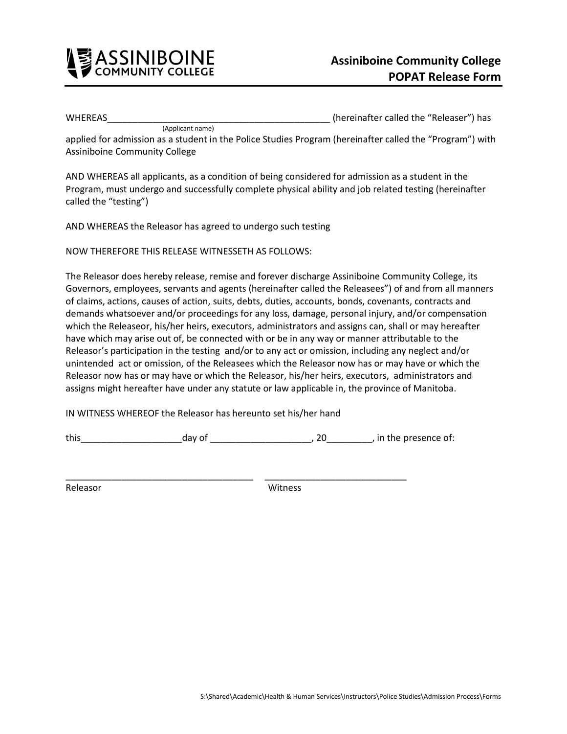# Assiniboine Community College
## POPAT Release Form

WHEREAS_____________________________________________ (hereinafter called the "Releaser") has
(Applicant name)
applied for admission as a student in the Police Studies Program (hereinafter called the "Program") with Assiniboine Community College

AND WHEREAS all applicants, as a condition of being considered for admission as a student in the Program, must undergo and successfully complete physical ability and job related testing (hereinafter called the "testing")

AND WHEREAS the Releasor has agreed to undergo such testing

NOW THEREFORE THIS RELEASE WITNESSETH AS FOLLOWS:

The Releasor does hereby release, remise and forever discharge Assiniboine Community College, its Governors, employees, servants and agents (hereinafter called the Releasees") of and from all manners of claims, actions, causes of action, suits, debts, duties, accounts, bonds, covenants, contracts and demands whatsoever and/or proceedings for any loss, damage, personal injury, and/or compensation which the Releaseor, his/her heirs, executors, administrators and assigns can, shall or may hereafter have which may arise out of, be connected with or be in any way or manner attributable to the Releasor's participation in the testing and/or to any act or omission, including any neglect and/or unintended act or omission, of the Releasees which the Releasor now has or may have or which the Releasor now has or may have or which the Releasor, his/her heirs, executors, administrators and assigns might hereafter have under any statute or law applicable in, the province of Manitoba.

IN WITNESS WHEREOF the Releasor has hereunto set his/her hand

this____________________day of ____________________, 20_________, in the presence of:

_____________________________________ ____________________________
Releasor Witness

S:\Shared\Academic\Health & Human Services\Instructors\Police Studies\Admission Process\Forms